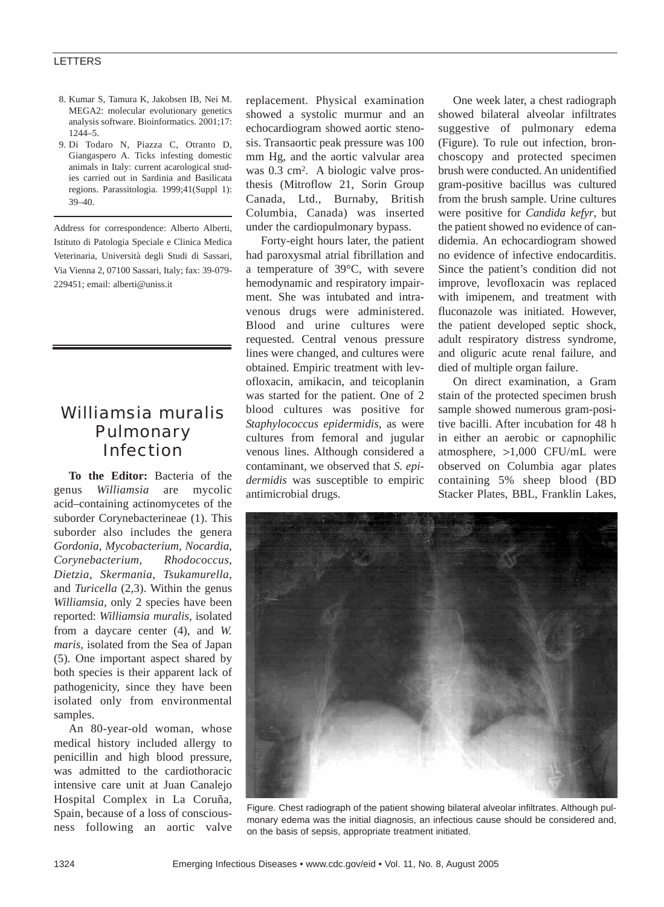8. Kumar S, Tamura K, Jakobsen IB, Nei M. MEGA2: molecular evolutionary genetics analysis software. Bioinformatics. 2001;17:1244–5.
9. Di Todaro N, Piazza C, Otranto D, Giangaspero A. Ticks infesting domestic animals in Italy: current acarological studies carried out in Sardinia and Basilicata regions. Parassitologia. 1999;41(Suppl 1):39–40.

Address for correspondence: Alberto Alberti, Istituto di Patologia Speciale e Clinica Medica Veterinaria, Università degli Studi di Sassari, Via Vienna 2, 07100 Sassari, Italy; fax: 39-079-229451; email: alberti@uniss.it

# *Williamsia muralis* Pulmonary Infection

**To the Editor:** Bacteria of the genus *Williamsia* are mycolic acid–containing actinomycetes of the suborder Corynebacterineae (1). This suborder also includes the genera *Gordonia*, *Mycobacterium*, *Nocardia*, *Corynebacterium*, *Rhodococcus*, *Dietzia*, *Skermania*, *Tsukamurella*, and *Turicella* (2,3). Within the genus *Williamsia*, only 2 species have been reported: *Williamsia muralis*, isolated from a daycare center (4), and *W. maris*, isolated from the Sea of Japan (5). One important aspect shared by both species is their apparent lack of pathogenicity, since they have been isolated only from environmental samples.

An 80-year-old woman, whose medical history included allergy to penicillin and high blood pressure, was admitted to the cardiothoracic intensive care unit at Juan Canalejo Hospital Complex in La Coruña, Spain, because of a loss of consciousness following an aortic valve replacement. Physical examination showed a systolic murmur and an echocardiogram showed aortic stenosis. Transaortic peak pressure was 100 mm Hg, and the aortic valvular area was 0.3 cm$^2$. A biologic valve prosthesis (Mitroflow 21, Sorin Group Canada, Ltd., Burnaby, British Columbia, Canada) was inserted under the cardiopulmonary bypass.

Forty-eight hours later, the patient had paroxysmal atrial fibrillation and a temperature of 39°C, with severe hemodynamic and respiratory impairment. She was intubated and intravenous drugs were administered. Blood and urine cultures were requested. Central venous pressure lines were changed, and cultures were obtained. Empiric treatment with levofloxacin, amikacin, and teicoplanin was started for the patient. One of 2 blood cultures was positive for *Staphylococcus epidermidis*, as were cultures from femoral and jugular venous lines. Although considered a contaminant, we observed that *S. epidermidis* was susceptible to empiric antimicrobial drugs.

One week later, a chest radiograph showed bilateral alveolar infiltrates suggestive of pulmonary edema (Figure). To rule out infection, bronchoscopy and protected specimen brush were conducted. An unidentified gram-positive bacillus was cultured from the brush sample. Urine cultures were positive for *Candida kefyr*, but the patient showed no evidence of candidemia. An echocardiogram showed no evidence of infective endocarditis. Since the patient's condition did not improve, levofloxacin was replaced with imipenem, and treatment with fluconazole was initiated. However, the patient developed septic shock, adult respiratory distress syndrome, and oliguric acute renal failure, and died of multiple organ failure.

On direct examination, a Gram stain of the protected specimen brush sample showed numerous gram-positive bacilli. After incubation for 48 h in either an aerobic or capnophilic atmosphere, >1,000 CFU/mL were observed on Columbia agar plates containing 5% sheep blood (BD Stacker Plates, BBL, Franklin Lakes,

Figure. Chest radiograph of the patient showing bilateral alveolar infiltrates. Although pulmonary edema was the initial diagnosis, an infectious cause should be considered and, on the basis of sepsis, appropriate treatment initiated.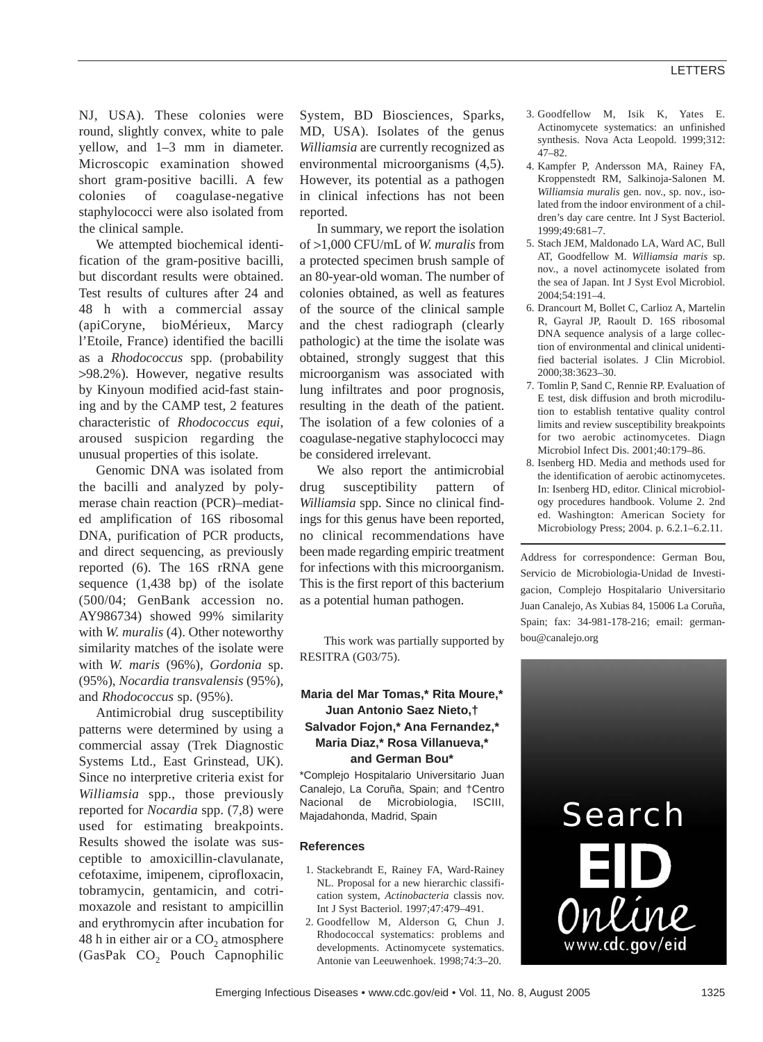NJ, USA). These colonies were round, slightly convex, white to pale yellow, and 1–3 mm in diameter. Microscopic examination showed short gram-positive bacilli. A few colonies of coagulase-negative staphylococci were also isolated from the clinical sample.

We attempted biochemical identification of the gram-positive bacilli, but discordant results were obtained. Test results of cultures after 24 and 48 h with a commercial assay (apiCoryne, bioMérieux, Marcy l'Etoile, France) identified the bacilli as a *Rhodococcus* spp. (probability >98.2%). However, negative results by Kinyoun modified acid-fast staining and by the CAMP test, 2 features characteristic of *Rhodococcus equi*, aroused suspicion regarding the unusual properties of this isolate.

Genomic DNA was isolated from the bacilli and analyzed by polymerase chain reaction (PCR)–mediated amplification of 16S ribosomal DNA, purification of PCR products, and direct sequencing, as previously reported (6). The 16S rRNA gene sequence (1,438 bp) of the isolate (500/04; GenBank accession no. AY986734) showed 99% similarity with *W. muralis* (4). Other noteworthy similarity matches of the isolate were with *W. maris* (96%), *Gordonia* sp. (95%), *Nocardia transvalensis* (95%), and *Rhodococcus* sp. (95%).

Antimicrobial drug susceptibility patterns were determined by using a commercial assay (Trek Diagnostic Systems Ltd., East Grinstead, UK). Since no interpretive criteria exist for *Williamsia* spp., those previously reported for *Nocardia* spp. (7,8) were used for estimating breakpoints. Results showed the isolate was susceptible to amoxicillin-clavulanate, cefotaxime, imipenem, ciprofloxacin, tobramycin, gentamicin, and cotrimoxazole and resistant to ampicillin and erythromycin after incubation for 48 h in either air or a $CO_2$ atmosphere (GasPak $CO_2$ Pouch Capnophilic System, BD Biosciences, Sparks, MD, USA). Isolates of the genus *Williamsia* are currently recognized as environmental microorganisms (4,5). However, its potential as a pathogen in clinical infections has not been reported.

In summary, we report the isolation of >1,000 CFU/mL of *W. muralis* from a protected specimen brush sample of an 80-year-old woman. The number of colonies obtained, as well as features of the source of the clinical sample and the chest radiograph (clearly pathologic) at the time the isolate was obtained, strongly suggest that this microorganism was associated with lung infiltrates and poor prognosis, resulting in the death of the patient. The isolation of a few colonies of a coagulase-negative staphylococci may be considered irrelevant.

We also report the antimicrobial drug susceptibility pattern of *Williamsia* spp. Since no clinical findings for this genus have been reported, no clinical recommendations have been made regarding empiric treatment for infections with this microorganism. This is the first report of this bacterium as a potential human pathogen.

This work was partially supported by RESITRA (G03/75).

**Maria del Mar Tomas,\* Rita Moure,\* Juan Antonio Saez Nieto,† Salvador Fojon,\* Ana Fernandez,\* Maria Diaz,\* Rosa Villanueva,\* and German Bou\***

\*Complejo Hospitalario Universitario Juan Canalejo, La Coruña, Spain; and †Centro Nacional de Microbiologia, ISCIII, Majadahonda, Madrid, Spain

### References

1. Stackebrandt E, Rainey FA, Ward-Rainey NL. Proposal for a new hierarchic classification system, *Actinobacteria* classis nov. Int J Syst Bacteriol. 1997;47:479–491.
2. Goodfellow M, Alderson G, Chun J. Rhodococcal systematics: problems and developments. Actinomycete systematics. Antonie van Leeuwenhoek. 1998;74:3–20.
3. Goodfellow M, Isik K, Yates E. Actinomycete systematics: an unfinished synthesis. Nova Acta Leopold. 1999;312:47–82.
4. Kampfer P, Andersson MA, Rainey FA, Kroppenstedt RM, Salkinoja-Salonen M. *Williamsia muralis* gen. nov., sp. nov., isolated from the indoor environment of a children's day care centre. Int J Syst Bacteriol. 1999;49:681–7.
5. Stach JEM, Maldonado LA, Ward AC, Bull AT, Goodfellow M. *Williamsia maris* sp. nov., a novel actinomycete isolated from the sea of Japan. Int J Syst Evol Microbiol. 2004;54:191–4.
6. Drancourt M, Bollet C, Carlioz A, Martelin R, Gayral JP, Raoult D. 16S ribosomal DNA sequence analysis of a large collection of environmental and clinical unidentified bacterial isolates. J Clin Microbiol. 2000;38:3623–30.
7. Tomlin P, Sand C, Rennie RP. Evaluation of E test, disk diffusion and broth microdilution to establish tentative quality control limits and review susceptibility breakpoints for two aerobic actinomycetes. Diagn Microbiol Infect Dis. 2001;40:179–86.
8. Isenberg HD. Media and methods used for the identification of aerobic actinomycetes. In: Isenberg HD, editor. Clinical microbiology procedures handbook. Volume 2. 2nd ed. Washington: American Society for Microbiology Press; 2004. p. 6.2.1–6.2.11.

Address for correspondence: German Bou, Servicio de Microbiologia-Unidad de Investigacion, Complejo Hospitalario Universitario Juan Canalejo, As Xubias 84, 15006 La Coruña, Spain; fax: 34-981-178-216; email: germanbou@canalejo.org

Search EID Online
www.cdc.gov/eid